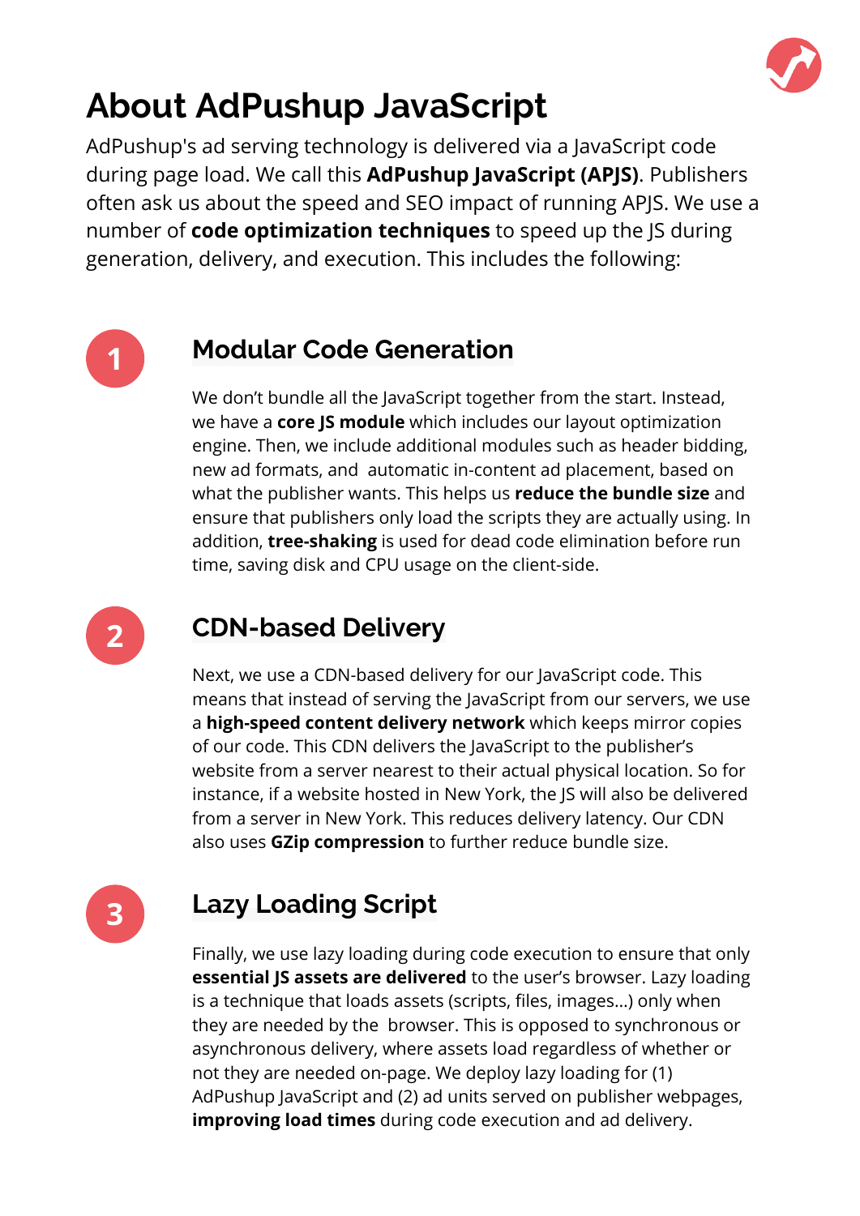# About AdPushup JavaScript

AdPushup's ad serving technology is delivered via a JavaScript code during page load. We call this **AdPushup JavaScript (APJS)**. Publishers often ask us about the speed and SEO impact of running APJS. We use a number of **code optimization techniques** to speed up the JS during generation, delivery, and execution. This includes the following:

## 1 Modular Code Generation

We don't bundle all the JavaScript together from the start. Instead, we have a **core JS module** which includes our layout optimization engine. Then, we include additional modules such as header bidding, new ad formats, and automatic in-content ad placement, based on what the publisher wants. This helps us **reduce the bundle size** and ensure that publishers only load the scripts they are actually using. In addition, **tree-shaking** is used for dead code elimination before run time, saving disk and CPU usage on the client-side.

## 2 CDN-based Delivery

Next, we use a CDN-based delivery for our JavaScript code. This means that instead of serving the JavaScript from our servers, we use a **high-speed content delivery network** which keeps mirror copies of our code. This CDN delivers the JavaScript to the publisher's website from a server nearest to their actual physical location. So for instance, if a website hosted in New York, the JS will also be delivered from a server in New York. This reduces delivery latency. Our CDN also uses **GZip compression** to further reduce bundle size.

## 3 Lazy Loading Script

Finally, we use lazy loading during code execution to ensure that only **essential JS assets are delivered** to the user's browser. Lazy loading is a technique that loads assets (scripts, files, images...) only when they are needed by the browser. This is opposed to synchronous or asynchronous delivery, where assets load regardless of whether or not they are needed on-page. We deploy lazy loading for (1) AdPushup JavaScript and (2) ad units served on publisher webpages, **improving load times** during code execution and ad delivery.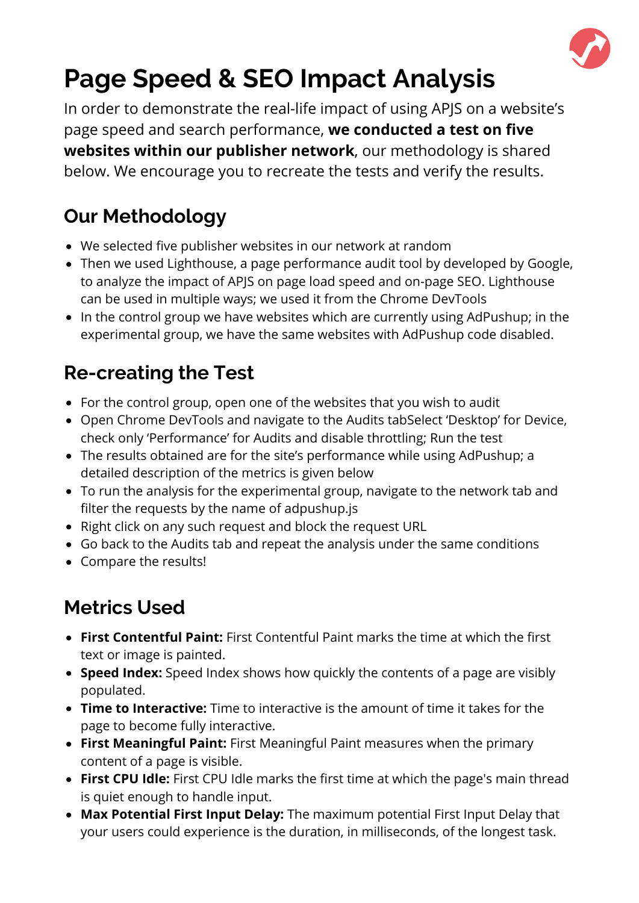# Page Speed & SEO Impact Analysis

In order to demonstrate the real-life impact of using APJS on a website's page speed and search performance, **we conducted a test on five websites within our publisher network**, our methodology is shared below. We encourage you to recreate the tests and verify the results.

## Our Methodology

- We selected five publisher websites in our network at random
- Then we used Lighthouse, a page performance audit tool by developed by Google, to analyze the impact of APJS on page load speed and on-page SEO. Lighthouse can be used in multiple ways; we used it from the Chrome DevTools
- In the control group we have websites which are currently using AdPushup; in the experimental group, we have the same websites with AdPushup code disabled.

## Re-creating the Test

- For the control group, open one of the websites that you wish to audit
- Open Chrome DevTools and navigate to the Audits tabSelect 'Desktop' for Device, check only 'Performance' for Audits and disable throttling; Run the test
- The results obtained are for the site's performance while using AdPushup; a detailed description of the metrics is given below
- To run the analysis for the experimental group, navigate to the network tab and filter the requests by the name of adpushup.js
- Right click on any such request and block the request URL
- Go back to the Audits tab and repeat the analysis under the same conditions
- Compare the results!

## Metrics Used

- **First Contentful Paint:** First Contentful Paint marks the time at which the first text or image is painted.
- **Speed Index:** Speed Index shows how quickly the contents of a page are visibly populated.
- **Time to Interactive:** Time to interactive is the amount of time it takes for the page to become fully interactive.
- **First Meaningful Paint:** First Meaningful Paint measures when the primary content of a page is visible.
- **First CPU Idle:** First CPU Idle marks the first time at which the page's main thread is quiet enough to handle input.
- **Max Potential First Input Delay:** The maximum potential First Input Delay that your users could experience is the duration, in milliseconds, of the longest task.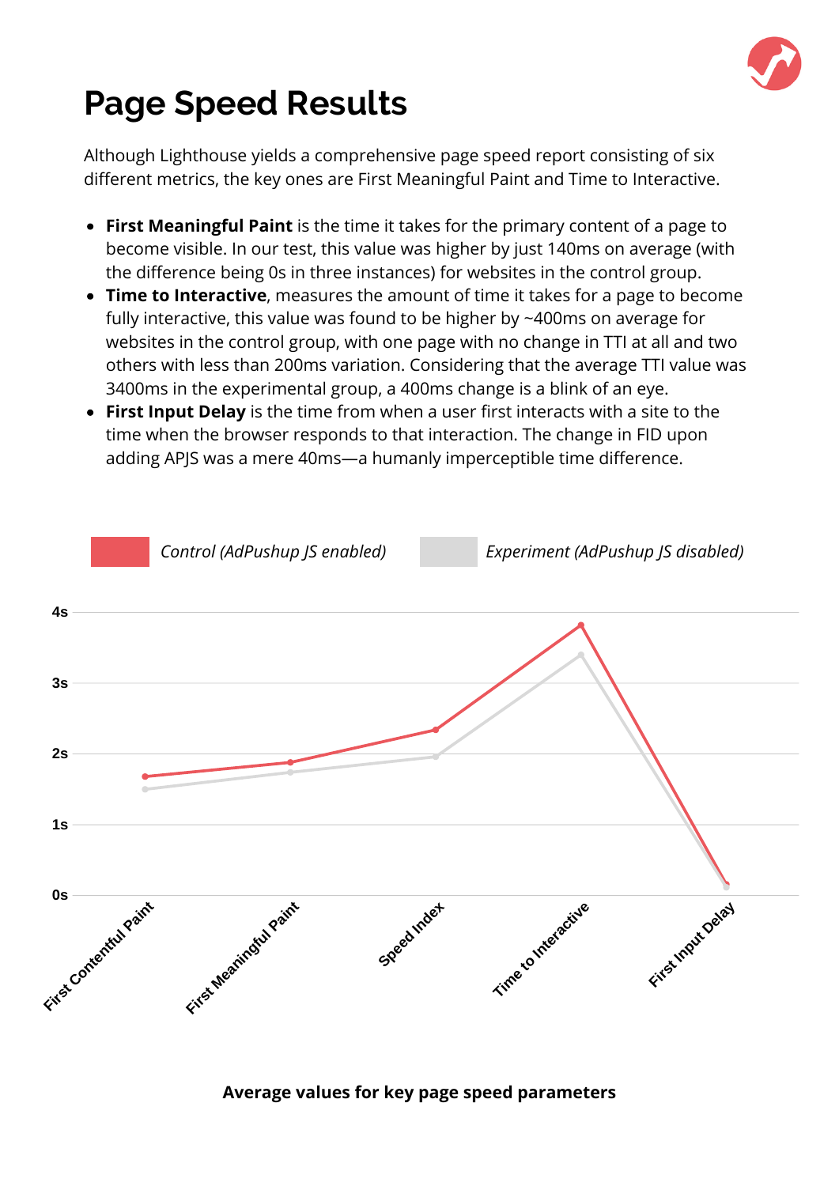# Page Speed Results

Although Lighthouse yields a comprehensive page speed report consisting of six different metrics, the key ones are First Meaningful Paint and Time to Interactive.

- **First Meaningful Paint** is the time it takes for the primary content of a page to become visible. In our test, this value was higher by just 140ms on average (with the difference being 0s in three instances) for websites in the control group.
- **Time to Interactive**, measures the amount of time it takes for a page to become fully interactive, this value was found to be higher by ~400ms on average for websites in the control group, with one page with no change in TTI at all and two others with less than 200ms variation. Considering that the average TTI value was 3400ms in the experimental group, a 400ms change is a blink of an eye.
- **First Input Delay** is the time from when a user first interacts with a site to the time when the browser responds to that interaction. The change in FID upon adding APJS was a mere 40ms—a humanly imperceptible time difference.

*Control (AdPushup JS enabled)* *Experiment (AdPushup JS disabled)*

4s
3s
2s
1s
0s

First Contentful Paint, First Meaningful Paint, Speed Index, Time to Interactive, First Input Delay

**Average values for key page speed parameters**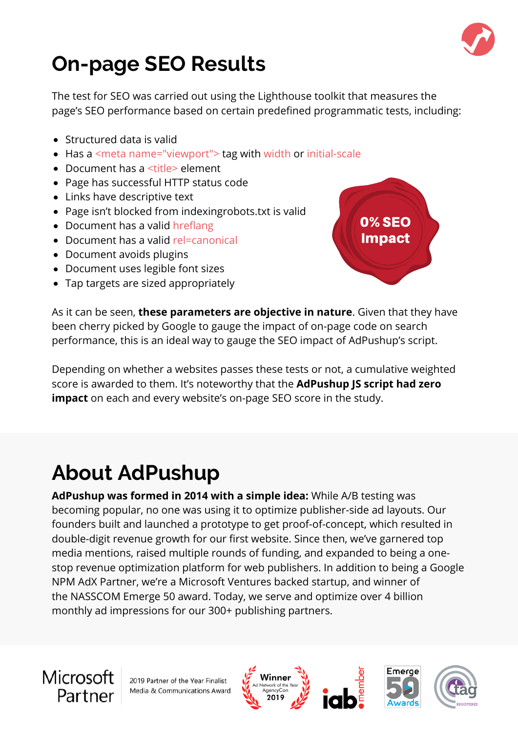# On-page SEO Results

The test for SEO was carried out using the Lighthouse toolkit that measures the page's SEO performance based on certain predefined programmatic tests, including:

- Structured data is valid
- Has a <meta name="viewport"> tag with width or initial-scale
- Document has a <title> element
- Page has successful HTTP status code
- Links have descriptive text
- Page isn't blocked from indexingrobots.txt is valid
- Document has a valid hreflang
- Document has a valid rel=canonical
- Document avoids plugins
- Document uses legible font sizes
- Tap targets are sized appropriately

0% SEO Impact

As it can be seen, **these parameters are objective in nature**. Given that they have been cherry picked by Google to gauge the impact of on-page code on search performance, this is an ideal way to gauge the SEO impact of AdPushup's script.

Depending on whether a websites passes these tests or not, a cumulative weighted score is awarded to them. It's noteworthy that the **AdPushup JS script had zero impact** on each and every website's on-page SEO score in the study.

# About AdPushup

**AdPushup was formed in 2014 with a simple idea:** While A/B testing was becoming popular, no one was using it to optimize publisher-side ad layouts. Our founders built and launched a prototype to get proof-of-concept, which resulted in double-digit revenue growth for our first website. Since then, we've garnered top media mentions, raised multiple rounds of funding, and expanded to being a one-stop revenue optimization platform for web publishers. In addition to being a Google NPM AdX Partner, we're a Microsoft Ventures backed startup, and winner of the NASSCOM Emerge 50 award. Today, we serve and optimize over 4 billion monthly ad impressions for our 300+ publishing partners.

Microsoft Partner

2019 Partner of the Year Finalist
Media & Communications Award

Winner
Ad Network of the Year
AgencyCon
2019

iab. member

Emerge 50 Awards

tag REGISTERED